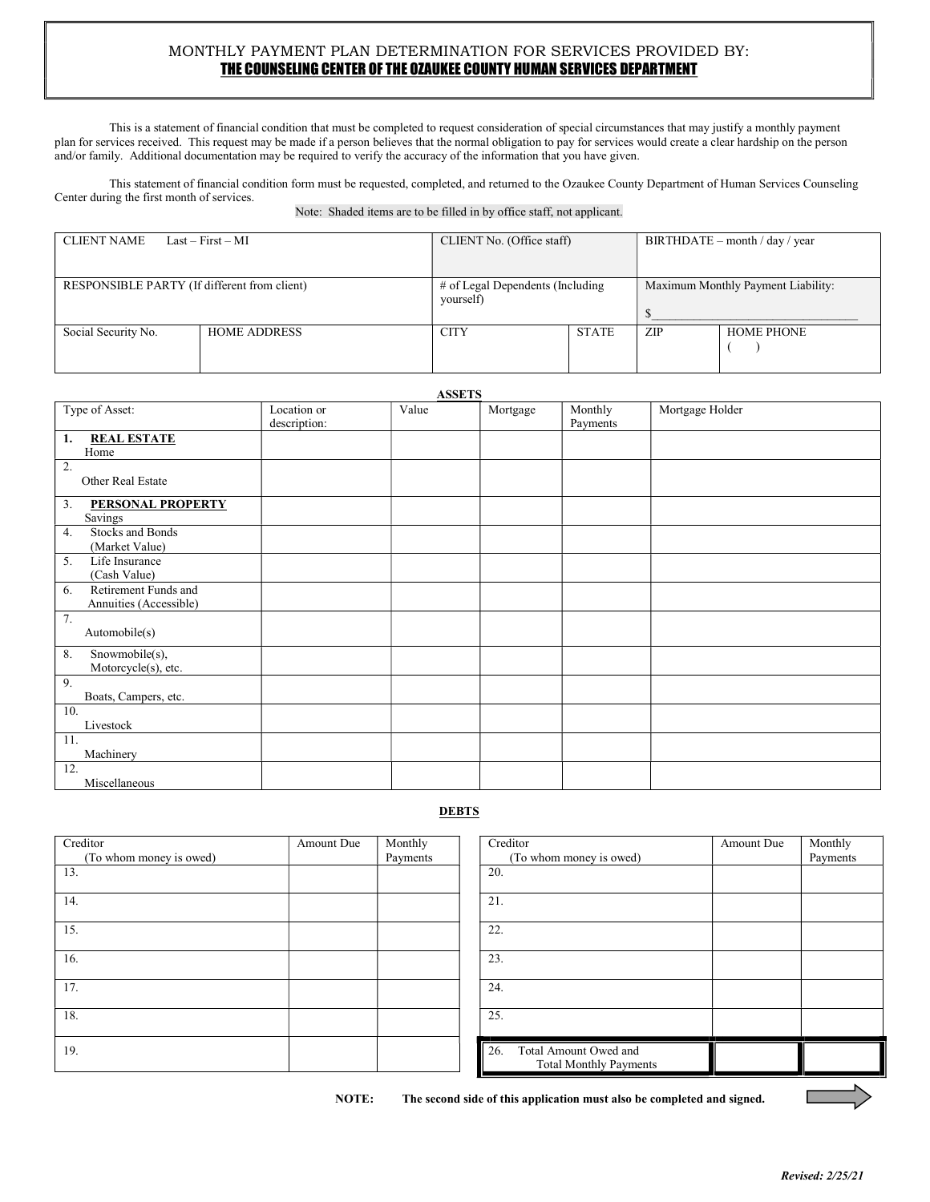# MONTHLY PAYMENT PLAN DETERMINATION FOR SERVICES PROVIDED BY:
## THE COUNSELING CENTER OF THE OZAUKEE COUNTY HUMAN SERVICES DEPARTMENT

This is a statement of financial condition that must be completed to request consideration of special circumstances that may justify a monthly payment plan for services received. This request may be made if a person believes that the normal obligation to pay for services would create a clear hardship on the person and/or family. Additional documentation may be required to verify the accuracy of the information that you have given.

This statement of financial condition form must be requested, completed, and returned to the Ozaukee County Department of Human Services Counseling Center during the first month of services.

Note: Shaded items are to be filled in by office staff, not applicant.

| | | | | | |
|---|---|---|---|---|---|
| CLIENT NAME Last – First – MI | | CLIENT No. (Office staff) | | BIRTHDATE – month / day / year | |
| RESPONSIBLE PARTY (If different from client) | | # of Legal Dependents (Including yourself) | | Maximum Monthly Payment Liability: $________________ | |
| Social Security No. | HOME ADDRESS | CITY | STATE | ZIP | HOME PHONE ( ) |

**ASSETS**

| Type of Asset: | Location or description: | Value | Mortgage | Monthly Payments | Mortgage Holder |
|---|---|---|---|---|---|
| 1. **REAL ESTATE** Home | | | | | |
| 2. Other Real Estate | | | | | |
| 3. **PERSONAL PROPERTY** Savings | | | | | |
| 4. Stocks and Bonds (Market Value) | | | | | |
| 5. Life Insurance (Cash Value) | | | | | |
| 6. Retirement Funds and Annuities (Accessible) | | | | | |
| 7. Automobile(s) | | | | | |
| 8. Snowmobile(s), Motorcycle(s), etc. | | | | | |
| 9. Boats, Campers, etc. | | | | | |
| 10. Livestock | | | | | |
| 11. Machinery | | | | | |
| 12. Miscellaneous | | | | | |

**DEBTS**

| Creditor (To whom money is owed) | Amount Due | Monthly Payments |
|---|---|---|
| 13. | | |
| 14. | | |
| 15. | | |
| 16. | | |
| 17. | | |
| 18. | | |
| 19. | | |

| Creditor (To whom money is owed) | Amount Due | Monthly Payments |
|---|---|---|
| 20. | | |
| 21. | | |
| 22. | | |
| 23. | | |
| 24. | | |
| 25. | | |
| 26. Total Amount Owed and Total Monthly Payments | | |

**NOTE: The second side of this application must also be completed and signed.**

*Revised: 2/25/21*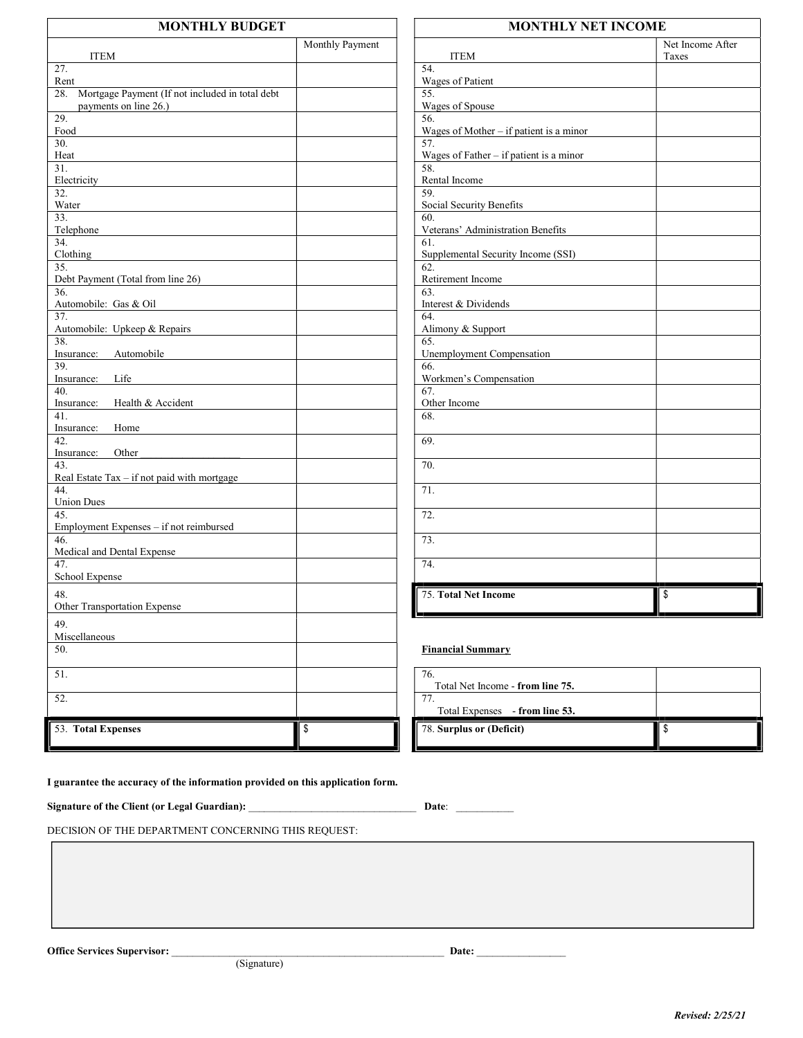## MONTHLY BUDGET

| ITEM | Monthly Payment |
|---|---|
| 27. Rent | |
| 28. Mortgage Payment (If not included in total debt payments on line 26.) | |
| 29. Food | |
| 30. Heat | |
| 31. Electricity | |
| 32. Water | |
| 33. Telephone | |
| 34. Clothing | |
| 35. Debt Payment (Total from line 26) | |
| 36. Automobile: Gas & Oil | |
| 37. Automobile: Upkeep & Repairs | |
| 38. Insurance: Automobile | |
| 39. Insurance: Life | |
| 40. Insurance: Health & Accident | |
| 41. Insurance: Home | |
| 42. Insurance: Other ___________________ | |
| 43. Real Estate Tax – if not paid with mortgage | |
| 44. Union Dues | |
| 45. Employment Expenses – if not reimbursed | |
| 46. Medical and Dental Expense | |
| 47. School Expense | |
| 48. Other Transportation Expense | |
| 49. Miscellaneous | |
| 50. | |
| 51. | |
| 52. | |
| 53. **Total Expenses** | $ |

## MONTHLY NET INCOME

| ITEM | Net Income After Taxes |
|---|---|
| 54. Wages of Patient | |
| 55. Wages of Spouse | |
| 56. Wages of Mother – if patient is a minor | |
| 57. Wages of Father – if patient is a minor | |
| 58. Rental Income | |
| 59. Social Security Benefits | |
| 60. Veterans' Administration Benefits | |
| 61. Supplemental Security Income (SSI) | |
| 62. Retirement Income | |
| 63. Interest & Dividends | |
| 64. Alimony & Support | |
| 65. Unemployment Compensation | |
| 66. Workmen's Compensation | |
| 67. Other Income | |
| 68. | |
| 69. | |
| 70. | |
| 71. | |
| 72. | |
| 73. | |
| 74. | |
| 75. **Total Net Income** | $ |

**Financial Summary**

| | |
|---|---|
| 76. Total Net Income - **from line 75.** | |
| 77. Total Expenses - **from line 53.** | |
| 78. **Surplus or (Deficit)** | $ |

**I guarantee the accuracy of the information provided on this application form.**

**Signature of the Client (or Legal Guardian):** ________________________________ **Date**: __________

DECISION OF THE DEPARTMENT CONCERNING THIS REQUEST:

**Office Services Supervisor:** ____________________________________________________ **Date:** ________________
(Signature)

***Revised: 2/25/21***